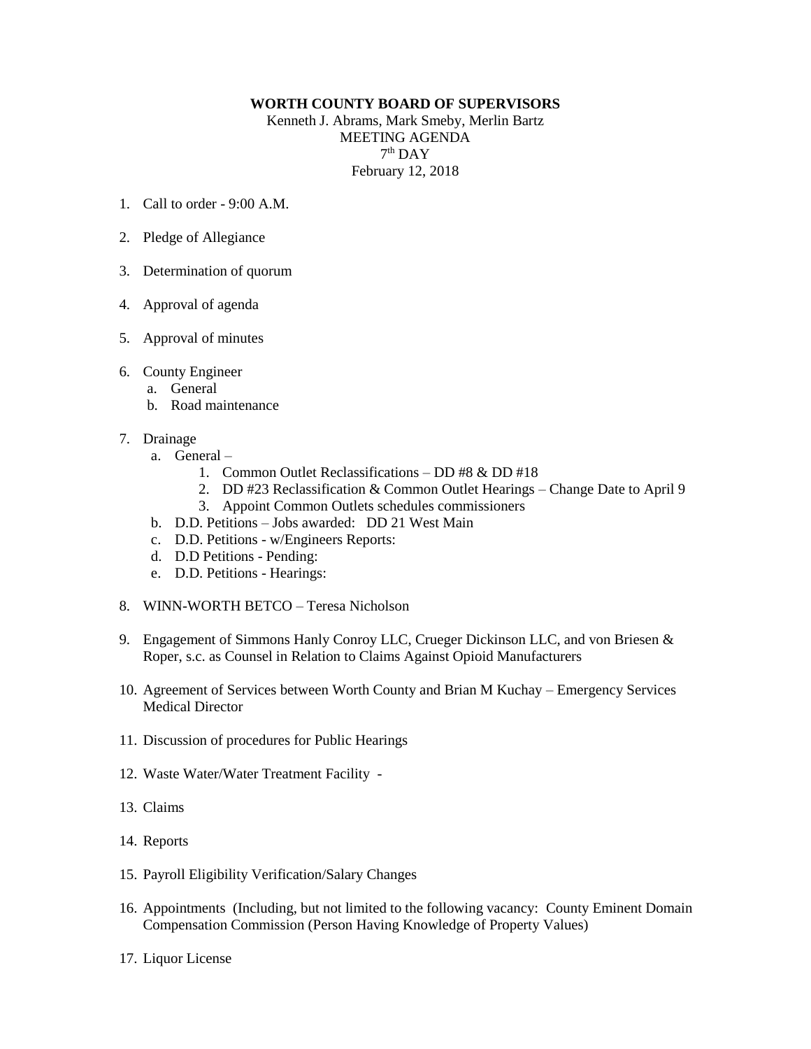**WORTH COUNTY BOARD OF SUPERVISORS**

Kenneth J. Abrams, Mark Smeby, Merlin Bartz
MEETING AGENDA
7th DAY
February 12, 2018

1. Call to order - 9:00 A.M.

2. Pledge of Allegiance

3. Determination of quorum

4. Approval of agenda

5. Approval of minutes

6. County Engineer
   a. General
   b. Road maintenance

7. Drainage
   a. General –
      1. Common Outlet Reclassifications – DD #8 & DD #18
      2. DD #23 Reclassification & Common Outlet Hearings – Change Date to April 9
      3. Appoint Common Outlets schedules commissioners
   b. D.D. Petitions – Jobs awarded: DD 21 West Main
   c. D.D. Petitions - w/Engineers Reports:
   d. D.D Petitions - Pending:
   e. D.D. Petitions - Hearings:

8. WINN-WORTH BETCO – Teresa Nicholson

9. Engagement of Simmons Hanly Conroy LLC, Crueger Dickinson LLC, and von Briesen & Roper, s.c. as Counsel in Relation to Claims Against Opioid Manufacturers

10. Agreement of Services between Worth County and Brian M Kuchay – Emergency Services Medical Director

11. Discussion of procedures for Public Hearings

12. Waste Water/Water Treatment Facility -

13. Claims

14. Reports

15. Payroll Eligibility Verification/Salary Changes

16. Appointments (Including, but not limited to the following vacancy: County Eminent Domain Compensation Commission (Person Having Knowledge of Property Values)

17. Liquor License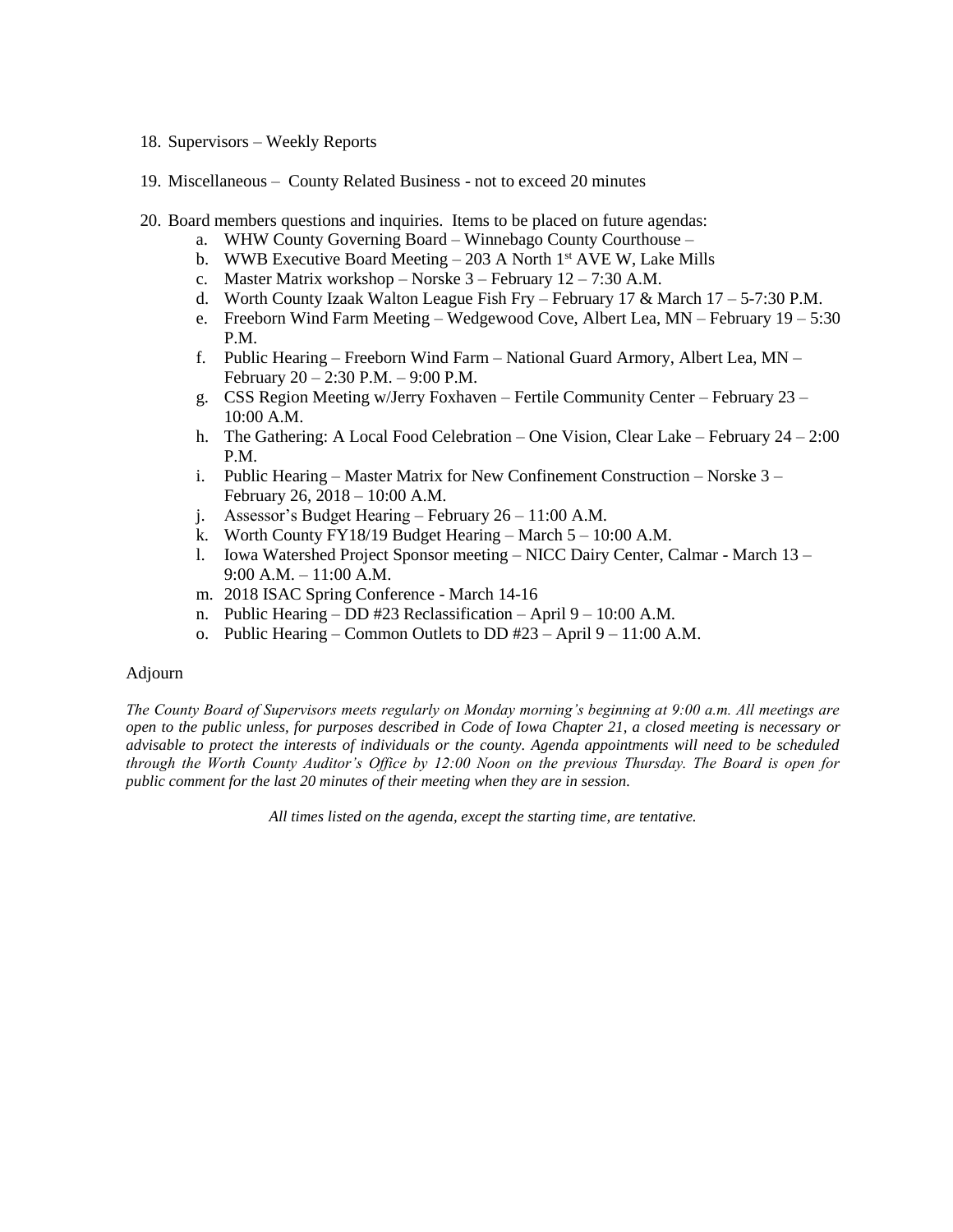18. Supervisors – Weekly Reports

19. Miscellaneous – County Related Business - not to exceed 20 minutes

20. Board members questions and inquiries. Items to be placed on future agendas:
    a. WHW County Governing Board – Winnebago County Courthouse –
    b. WWB Executive Board Meeting – 203 A North 1st AVE W, Lake Mills
    c. Master Matrix workshop – Norske 3 – February 12 – 7:30 A.M.
    d. Worth County Izaak Walton League Fish Fry – February 17 & March 17 – 5-7:30 P.M.
    e. Freeborn Wind Farm Meeting – Wedgewood Cove, Albert Lea, MN – February 19 – 5:30 P.M.
    f. Public Hearing – Freeborn Wind Farm – National Guard Armory, Albert Lea, MN – February 20 – 2:30 P.M. – 9:00 P.M.
    g. CSS Region Meeting w/Jerry Foxhaven – Fertile Community Center – February 23 – 10:00 A.M.
    h. The Gathering: A Local Food Celebration – One Vision, Clear Lake – February 24 – 2:00 P.M.
    i. Public Hearing – Master Matrix for New Confinement Construction – Norske 3 – February 26, 2018 – 10:00 A.M.
    j. Assessor's Budget Hearing – February 26 – 11:00 A.M.
    k. Worth County FY18/19 Budget Hearing – March 5 – 10:00 A.M.
    l. Iowa Watershed Project Sponsor meeting – NICC Dairy Center, Calmar - March 13 – 9:00 A.M. – 11:00 A.M.
    m. 2018 ISAC Spring Conference - March 14-16
    n. Public Hearing – DD #23 Reclassification – April 9 – 10:00 A.M.
    o. Public Hearing – Common Outlets to DD #23 – April 9 – 11:00 A.M.

Adjourn

*The County Board of Supervisors meets regularly on Monday morning's beginning at 9:00 a.m. All meetings are open to the public unless, for purposes described in Code of Iowa Chapter 21, a closed meeting is necessary or advisable to protect the interests of individuals or the county. Agenda appointments will need to be scheduled through the Worth County Auditor's Office by 12:00 Noon on the previous Thursday. The Board is open for public comment for the last 20 minutes of their meeting when they are in session.*

*All times listed on the agenda, except the starting time, are tentative.*